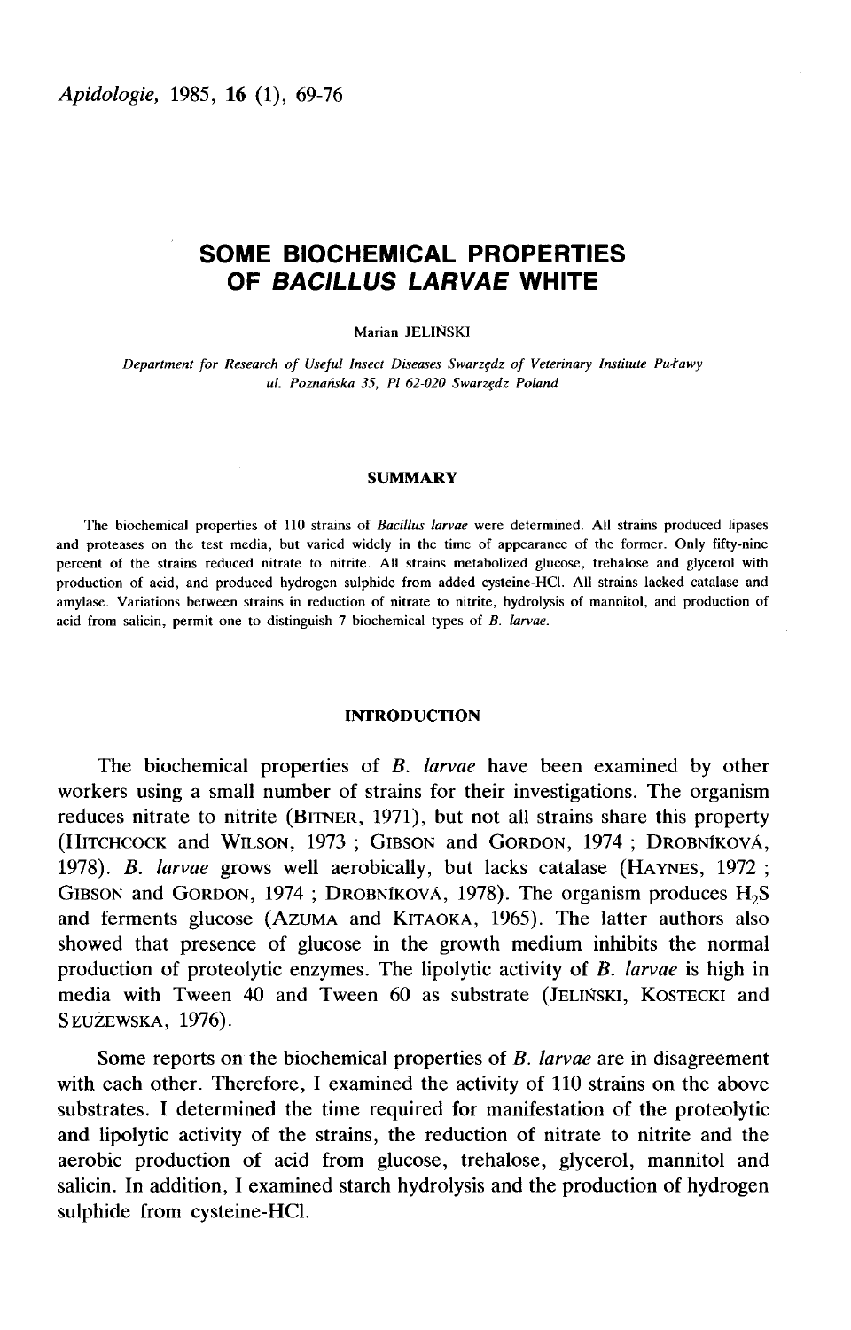# SOME BIOCHEMICAL PROPERTIES OF *BACILLUS LARVAE* WHITE

Marian JELIŃSKI

*Department for Research of Useful Insect Diseases Swarzędz of Veterinary Institute Puławy ul. Poznańska 35, Pl 62-020 Swarzędz Poland*

## SUMMARY

The biochemical properties of 110 strains of *Bacillus larvae* were determined. All strains produced lipases and proteases on the test media, but varied widely in the time of appearance of the former. Only fifty-nine percent of the strains reduced nitrate to nitrite. All strains metabolized glucose, trehalose and glycerol with production of acid, and produced hydrogen sulphide from added cysteine-HCl. All strains lacked catalase and amylase. Variations between strains in reduction of nitrate to nitrite, hydrolysis of mannitol, and production of acid from salicin, permit one to distinguish 7 biochemical types of *B. larvae*.

## INTRODUCTION

The biochemical properties of *B. larvae* have been examined by other workers using a small number of strains for their investigations. The organism reduces nitrate to nitrite (BITNER, 1971), but not all strains share this property (HITCHCOCK and WILSON, 1973 ; GIBSON and GORDON, 1974 ; DROBNÍKOVÁ, 1978). *B. larvae* grows well aerobically, but lacks catalase (HAYNES, 1972 ; GIBSON and GORDON, 1974 ; DROBNÍKOVÁ, 1978). The organism produces $H_2S$ and ferments glucose (AZUMA and KITAOKA, 1965). The latter authors also showed that presence of glucose in the growth medium inhibits the normal production of proteolytic enzymes. The lipolytic activity of *B. larvae* is high in media with Tween 40 and Tween 60 as substrate (JELIŃSKI, KOSTECKI and SŁUŻEWSKA, 1976).

Some reports on the biochemical properties of *B. larvae* are in disagreement with each other. Therefore, I examined the activity of 110 strains on the above substrates. I determined the time required for manifestation of the proteolytic and lipolytic activity of the strains, the reduction of nitrate to nitrite and the aerobic production of acid from glucose, trehalose, glycerol, mannitol and salicin. In addition, I examined starch hydrolysis and the production of hydrogen sulphide from cysteine-HCl.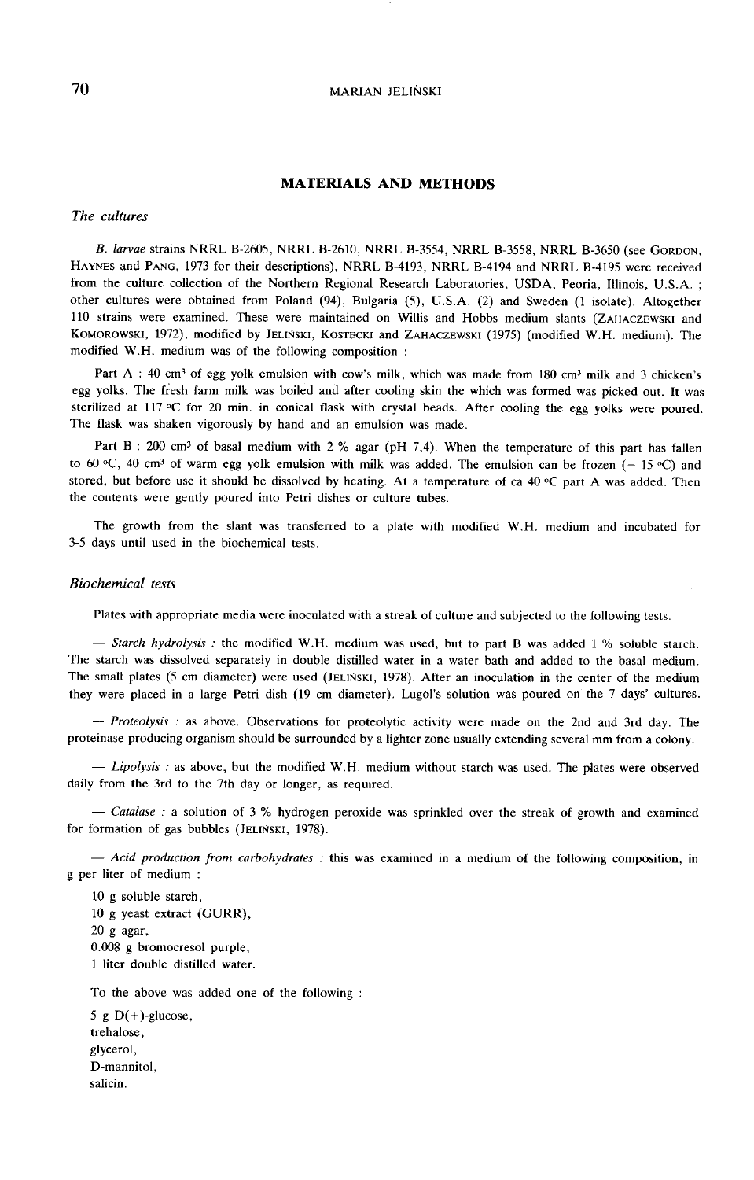## MATERIALS AND METHODS

### *The cultures*

*B. larvae* strains NRRL B-2605, NRRL B-2610, NRRL B-3554, NRRL B-3558, NRRL B-3650 (see GORDON, HAYNES and PANG, 1973 for their descriptions), NRRL B-4193, NRRL B-4194 and NRRL B-4195 were received from the culture collection of the Northern Regional Research Laboratories, USDA, Peoria, Illinois, U.S.A. ; other cultures were obtained from Poland (94), Bulgaria (5), U.S.A. (2) and Sweden (1 isolate). Altogether 110 strains were examined. These were maintained on Willis and Hobbs medium slants (ZAHACZEWSKI and KOMOROWSKI, 1972), modified by JELIŃSKI, KOSTECKI and ZAHACZEWSKI (1975) (modified W.H. medium). The modified W.H. medium was of the following composition :

Part A : 40 cm$^3$ of egg yolk emulsion with cow's milk, which was made from 180 cm$^3$ milk and 3 chicken's egg yolks. The fresh farm milk was boiled and after cooling skin the which was formed was picked out. It was sterilized at 117 °C for 20 min. in conical flask with crystal beads. After cooling the egg yolks were poured. The flask was shaken vigorously by hand and an emulsion was made.

Part B : 200 cm$^3$ of basal medium with 2 % agar (pH 7,4). When the temperature of this part has fallen to 60 °C, 40 cm$^3$ of warm egg yolk emulsion with milk was added. The emulsion can be frozen (− 15 °C) and stored, but before use it should be dissolved by heating. At a temperature of ca 40 °C part A was added. Then the contents were gently poured into Petri dishes or culture tubes.

The growth from the slant was transferred to a plate with modified W.H. medium and incubated for 3-5 days until used in the biochemical tests.

### *Biochemical tests*

Plates with appropriate media were inoculated with a streak of culture and subjected to the following tests.

— *Starch hydrolysis* : the modified W.H. medium was used, but to part B was added 1 % soluble starch. The starch was dissolved separately in double distilled water in a water bath and added to the basal medium. The small plates (5 cm diameter) were used (JELIŃSKI, 1978). After an inoculation in the center of the medium they were placed in a large Petri dish (19 cm diameter). Lugol's solution was poured on the 7 days' cultures.

— *Proteolysis* : as above. Observations for proteolytic activity were made on the 2nd and 3rd day. The proteinase-producing organism should be surrounded by a lighter zone usually extending several mm from a colony.

— *Lipolysis* : as above, but the modified W.H. medium without starch was used. The plates were observed daily from the 3rd to the 7th day or longer, as required.

— *Catalase* : a solution of 3 % hydrogen peroxide was sprinkled over the streak of growth and examined for formation of gas bubbles (JELIŃSKI, 1978).

— *Acid production from carbohydrates* : this was examined in a medium of the following composition, in g per liter of medium :

10 g soluble starch,
10 g yeast extract (GURR),
20 g agar,
0.008 g bromocresol purple,
1 liter double distilled water.

To the above was added one of the following :

5 g D(+)-glucose,
trehalose,
glycerol,
D-mannitol,
salicin.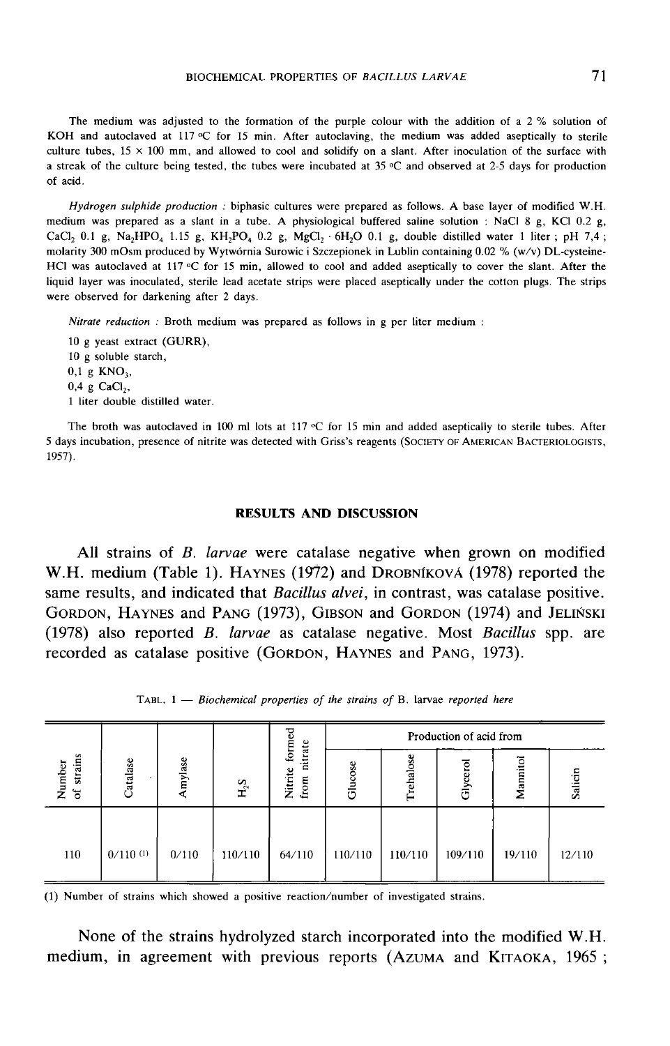The medium was adjusted to the formation of the purple colour with the addition of a 2 % solution of KOH and autoclaved at 117 °C for 15 min. After autoclaving, the medium was added aseptically to sterile culture tubes, 15 × 100 mm, and allowed to cool and solidify on a slant. After inoculation of the surface with a streak of the culture being tested, the tubes were incubated at 35 °C and observed at 2-5 days for production of acid.

*Hydrogen sulphide production* : biphasic cultures were prepared as follows. A base layer of modified W.H. medium was prepared as a slant in a tube. A physiological buffered saline solution : NaCl 8 g, KCl 0.2 g, $CaCl_2$ 0.1 g, $Na_2HPO_4$ 1.15 g, $KH_2PO_4$ 0.2 g, $MgCl_2 \cdot 6H_2O$ 0.1 g, double distilled water 1 liter ; pH 7,4 ; molarity 300 mOsm produced by Wytwórnia Surowic i Szczepionek in Lublin containing 0.02 % (w/v) DL-cysteine-HCl was autoclaved at 117 °C for 15 min, allowed to cool and added aseptically to cover the slant. After the liquid layer was inoculated, sterile lead acetate strips were placed aseptically under the cotton plugs. The strips were observed for darkening after 2 days.

*Nitrate reduction* : Broth medium was prepared as follows in g per liter medium :

10 g yeast extract (GURR),
10 g soluble starch,
0,1 g $KNO_3$,
0,4 g $CaCl_2$,
1 liter double distilled water.

The broth was autoclaved in 100 ml lots at 117 °C for 15 min and added aseptically to sterile tubes. After 5 days incubation, presence of nitrite was detected with Griss's reagents (SOCIETY OF AMERICAN BACTERIOLOGISTS, 1957).

## RESULTS AND DISCUSSION

All strains of *B. larvae* were catalase negative when grown on modified W.H. medium (Table 1). HAYNES (1972) and DROBNÍKOVÁ (1978) reported the same results, and indicated that *Bacillus alvei*, in contrast, was catalase positive. GORDON, HAYNES and PANG (1973), GIBSON and GORDON (1974) and JELIŃSKI (1978) also reported *B. larvae* as catalase negative. Most *Bacillus* spp. are recorded as catalase positive (GORDON, HAYNES and PANG, 1973).

TABL. 1 — *Biochemical properties of the strains of* B. larvae *reported here*

| Number of strains | Catalase | Amylase | $H_2S$ | Nitrite formed from nitrate | Production of acid from | | | | |
|---|---|---|---|---|---|---|---|---|---|
| | | | | | Glucose | Trehalose | Glycerol | Mannitol | Salicin |
| 110 | 0/110 (1) | 0/110 | 110/110 | 64/110 | 110/110 | 110/110 | 109/110 | 19/110 | 12/110 |

(1) Number of strains which showed a positive reaction/number of investigated strains.

None of the strains hydrolyzed starch incorporated into the modified W.H. medium, in agreement with previous reports (AZUMA and KITAOKA, 1965 ;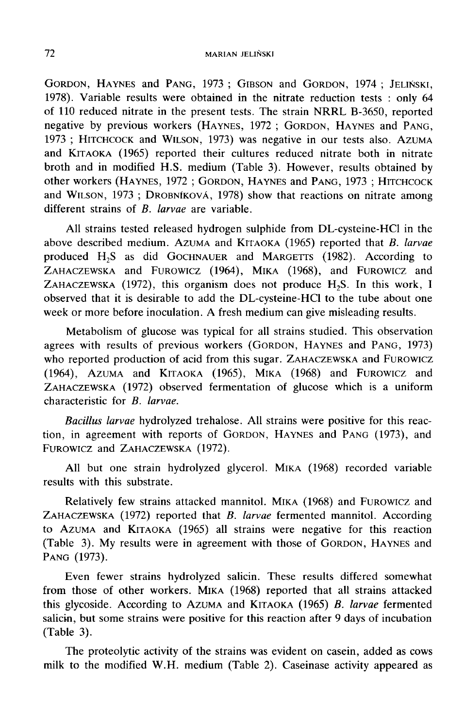Gordon, Haynes and Pang, 1973 ; Gibson and Gordon, 1974 ; Jeliński, 1978). Variable results were obtained in the nitrate reduction tests : only 64 of 110 reduced nitrate in the present tests. The strain NRRL B-3650, reported negative by previous workers (Haynes, 1972 ; Gordon, Haynes and Pang, 1973 ; Hitchcock and Wilson, 1973) was negative in our tests also. Azuma and Kitaoka (1965) reported their cultures reduced nitrate both in nitrate broth and in modified H.S. medium (Table 3). However, results obtained by other workers (Haynes, 1972 ; Gordon, Haynes and Pang, 1973 ; Hitchcock and Wilson, 1973 ; Drobníková, 1978) show that reactions on nitrate among different strains of *B. larvae* are variable.

All strains tested released hydrogen sulphide from DL-cysteine-HCl in the above described medium. Azuma and Kitaoka (1965) reported that *B. larvae* produced $H_2S$ as did Gochnauer and Margetts (1982). According to Zahaczewska and Furowicz (1964), Mika (1968), and Furowicz and Zahaczewska (1972), this organism does not produce $H_2S$. In this work, I observed that it is desirable to add the DL-cysteine-HCl to the tube about one week or more before inoculation. A fresh medium can give misleading results.

Metabolism of glucose was typical for all strains studied. This observation agrees with results of previous workers (Gordon, Haynes and Pang, 1973) who reported production of acid from this sugar. Zahaczewska and Furowicz (1964), Azuma and Kitaoka (1965), Mika (1968) and Furowicz and Zahaczewska (1972) observed fermentation of glucose which is a uniform characteristic for *B. larvae.*

*Bacillus larvae* hydrolyzed trehalose. All strains were positive for this reaction, in agreement with reports of Gordon, Haynes and Pang (1973), and Furowicz and Zahaczewska (1972).

All but one strain hydrolyzed glycerol. Mika (1968) recorded variable results with this substrate.

Relatively few strains attacked mannitol. Mika (1968) and Furowicz and Zahaczewska (1972) reported that *B. larvae* fermented mannitol. According to Azuma and Kitaoka (1965) all strains were negative for this reaction (Table 3). My results were in agreement with those of Gordon, Haynes and Pang (1973).

Even fewer strains hydrolyzed salicin. These results differed somewhat from those of other workers. Mika (1968) reported that all strains attacked this glycoside. According to Azuma and Kitaoka (1965) *B. larvae* fermented salicin, but some strains were positive for this reaction after 9 days of incubation (Table 3).

The proteolytic activity of the strains was evident on casein, added as cows milk to the modified W.H. medium (Table 2). Caseinase activity appeared as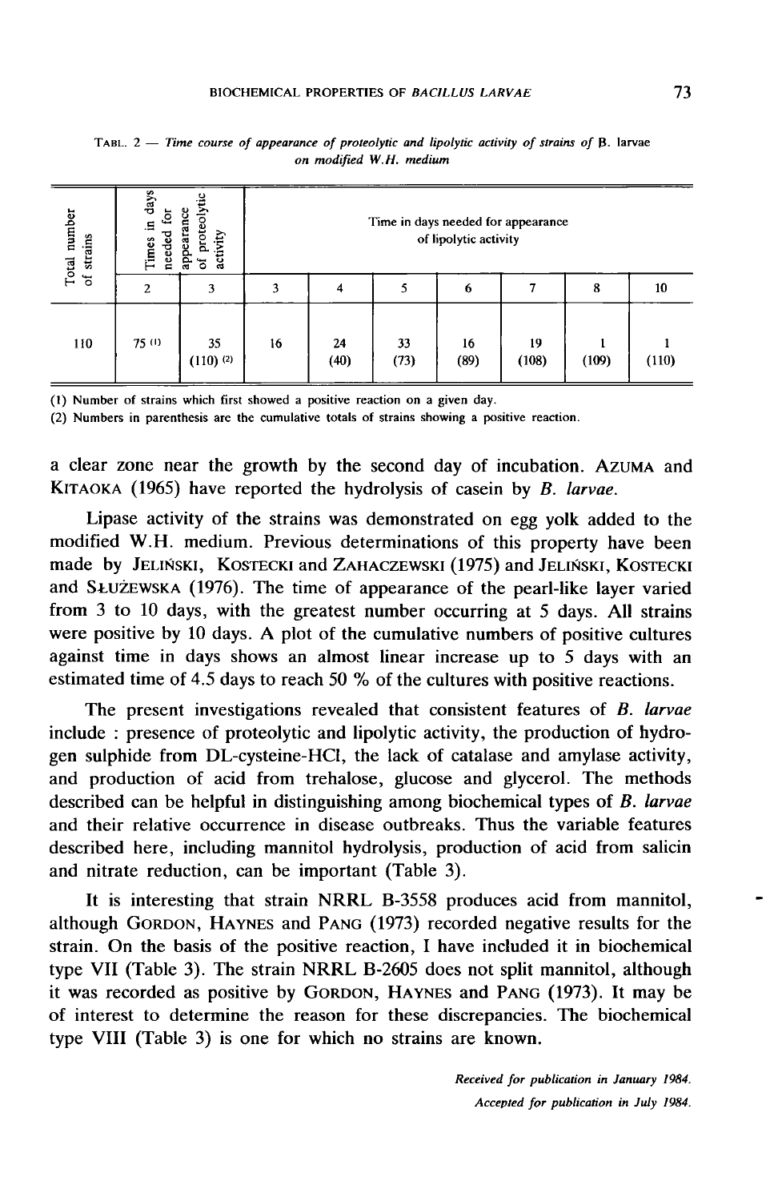TABL. 2 — *Time course of appearance of proteolytic and lipolytic activity of strains of B. larvae on modified W.H. medium*

| Total number of strains | Times in days needed for appearance of proteolytic activity | | Time in days needed for appearance of lipolytic activity | | | | | | |
|---|---|---|---|---|---|---|---|---|---|
| | 2 | 3 | 3 | 4 | 5 | 6 | 7 | 8 | 10 |
| 110 | 75 (1) | 35 (110) (2) | 16 | 24 (40) | 33 (73) | 16 (89) | 19 (108) | 1 (109) | 1 (110) |

(1) Number of strains which first showed a positive reaction on a given day.
(2) Numbers in parenthesis are the cumulative totals of strains showing a positive reaction.

a clear zone near the growth by the second day of incubation. AZUMA and KITAOKA (1965) have reported the hydrolysis of casein by *B. larvae*.

Lipase activity of the strains was demonstrated on egg yolk added to the modified W.H. medium. Previous determinations of this property have been made by JELIŃSKI, KOSTECKI and ZAHACZEWSKI (1975) and JELIŃSKI, KOSTECKI and SŁUŻEWSKA (1976). The time of appearance of the pearl-like layer varied from 3 to 10 days, with the greatest number occurring at 5 days. All strains were positive by 10 days. A plot of the cumulative numbers of positive cultures against time in days shows an almost linear increase up to 5 days with an estimated time of 4.5 days to reach 50 % of the cultures with positive reactions.

The present investigations revealed that consistent features of *B. larvae* include : presence of proteolytic and lipolytic activity, the production of hydrogen sulphide from DL-cysteine-HCl, the lack of catalase and amylase activity, and production of acid from trehalose, glucose and glycerol. The methods described can be helpful in distinguishing among biochemical types of *B. larvae* and their relative occurrence in disease outbreaks. Thus the variable features described here, including mannitol hydrolysis, production of acid from salicin and nitrate reduction, can be important (Table 3).

It is interesting that strain NRRL B-3558 produces acid from mannitol, although GORDON, HAYNES and PANG (1973) recorded negative results for the strain. On the basis of the positive reaction, I have included it in biochemical type VII (Table 3). The strain NRRL B-2605 does not split mannitol, although it was recorded as positive by GORDON, HAYNES and PANG (1973). It may be of interest to determine the reason for these discrepancies. The biochemical type VIII (Table 3) is one for which no strains are known.

*Received for publication in January 1984.*
*Accepted for publication in July 1984.*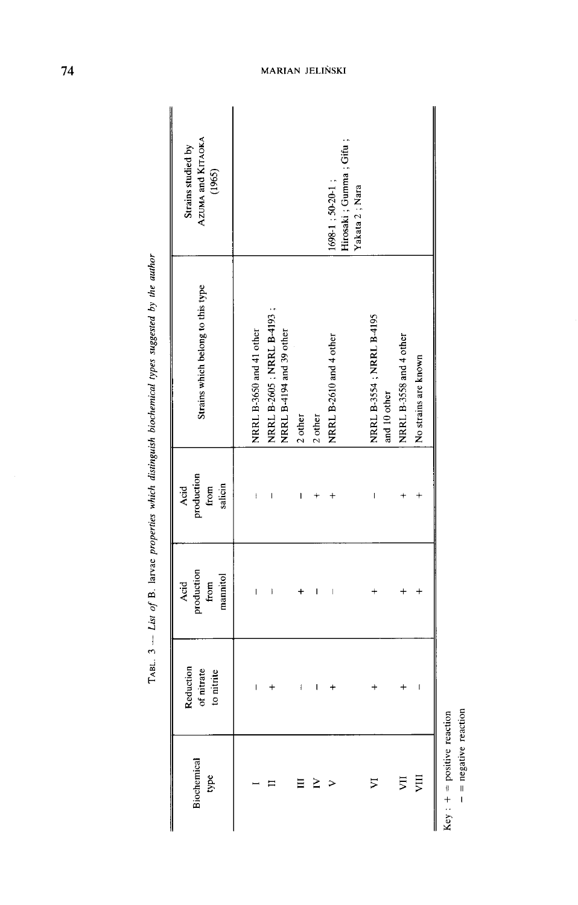TABL. 3 — *List of B. larvae properties which distinguish biochemical types suggested by the author*

| Biochemical type | Reduction of nitrate to nitrite | Acid production from mannitol | Acid production from salicin | Strains which belong to this type | Strains studied by AZUMA and KITAOKA (1965) |
|---|---|---|---|---|---|
| I | – | – | – | NRRL B-3650 and 41 other | |
| II | + | – | – | NRRL B-2605 ; NRRL B-4193 ; NRRL B-4194 and 39 other | |
| III | – | + | – | 2 other | |
| IV | – | – | + | 2 other | |
| V | + | – | + | NRRL B-2610 and 4 other | 1698-1 ; 50-20-1 ; Hirosaki ; Gumma ; Gifu ; Yakata 2 ; Nara |
| VI | + | + | – | NRRL B-3554 ; NRRL B-4195 and 10 other | |
| VII | + | + | + | NRRL B-3558 and 4 other | |
| VIII | – | + | + | No strains are known | |

Key : + = positive reaction
– = negative reaction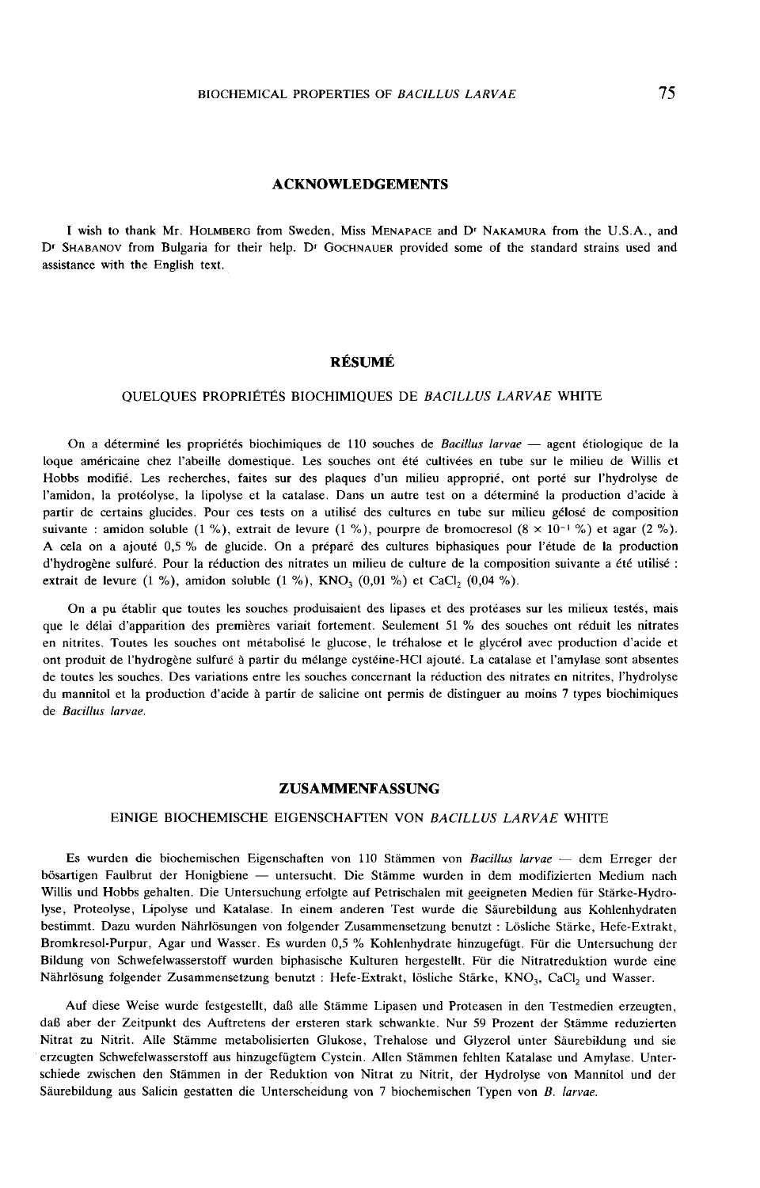## ACKNOWLEDGEMENTS

I wish to thank Mr. HOLMBERG from Sweden, Miss MENAPACE and Dr NAKAMURA from the U.S.A., and Dr SHABANOV from Bulgaria for their help. Dr GOCHNAUER provided some of the standard strains used and assistance with the English text.

## RÉSUMÉ

### QUELQUES PROPRIÉTÉS BIOCHIMIQUES DE *BACILLUS LARVAE* WHITE

On a déterminé les propriétés biochimiques de 110 souches de *Bacillus larvae* — agent étiologique de la loque américaine chez l'abeille domestique. Les souches ont été cultivées en tube sur le milieu de Willis et Hobbs modifié. Les recherches, faites sur des plaques d'un milieu approprié, ont porté sur l'hydrolyse de l'amidon, la protéolyse, la lipolyse et la catalase. Dans un autre test on a déterminé la production d'acide à partir de certains glucides. Pour ces tests on a utilisé des cultures en tube sur milieu gélosé de composition suivante : amidon soluble (1 %), extrait de yeast (1 %), pourpre de bromocresol ($8 \times 10^{-1}$ %) et agar (2 %). A cela on a ajouté 0,5 % de glucide. On a préparé des cultures biphasiques pour l'étude de la production d'hydrogène sulfuré. Pour la réduction des nitrates un milieu de culture de la composition suivante a été utilisé : extrait de levure (1 %), amidon soluble (1 %), $KNO_3$ (0,01 %) et $CaCl_2$ (0,04 %).

On a pu établir que toutes les souches produisaient des lipases et des protéases sur les milieux testés, mais que le délai d'apparition des premières variait fortement. Seulement 51 % des souches ont réduit les nitrates en nitrites. Toutes les souches ont métabolisé le glucose, le tréhalose et le glycérol avec production d'acide et ont produit de l'hydrogène sulfuré à partir du mélange cystéine-HCl ajouté. La catalase et l'amylase sont absentes de toutes les souches. Des variations entre les souches concernant la réduction des nitrates en nitrites, l'hydrolyse du mannitol et la production d'acide à partir de salicine ont permis de distinguer au moins 7 types biochimiques de *Bacillus larvae.*

## ZUSAMMENFASSUNG

### EINIGE BIOCHEMISCHE EIGENSCHAFTEN VON *BACILLUS LARVAE* WHITE

Es wurden die biochemischen Eigenschaften von 110 Stämmen von *Bacillus larvae* — dem Erreger der bösartigen Faulbrut der Honigbiene — untersucht. Die Stämme wurden in dem modifizierten Medium nach Willis und Hobbs gehalten. Die Untersuchung erfolgte auf Petrischalen mit geeigneten Medien für Stärke-Hydrolyse, Proteolyse, Lipolyse und Katalase. In einem anderen Test wurde die Säurebildung aus Kohlenhydraten bestimmt. Dazu wurden Nährlösungen von folgender Zusammensetzung benutzt : Lösliche Stärke, Hefe-Extrakt, Bromkresol-Purpur, Agar und Wasser. Es wurden 0,5 % Kohlenhydrate hinzugefügt. Für die Untersuchung der Bildung von Schwefelwasserstoff wurden biphasische Kulturen hergestellt. Für die Nitratreduktion wurde eine Nährlösung folgender Zusammensetzung benutzt : Hefe-Extrakt, lösliche Stärke, $KNO_3$, $CaCl_2$ und Wasser.

Auf diese Weise wurde festgestellt, daß alle Stämme Lipasen und Proteasen in den Testmedien erzeugten, daß aber der Zeitpunkt des Auftretens der ersteren stark schwankte. Nur 59 Prozent der Stämme reduzierten Nitrat zu Nitrit. Alle Stämme metabolisierten Glukose, Trehalose und Glyzerol unter Säurebildung und sie erzeugten Schwefelwasserstoff aus hinzugefügtem Cystein. Allen Stämmen fehlten Katalase und Amylase. Unterschiede zwischen den Stämmen in der Reduktion von Nitrat zu Nitrit, der Hydrolyse von Mannitol und der Säurebildung aus Salicin gestatten die Unterscheidung von 7 biochemischen Typen von *B. larvae.*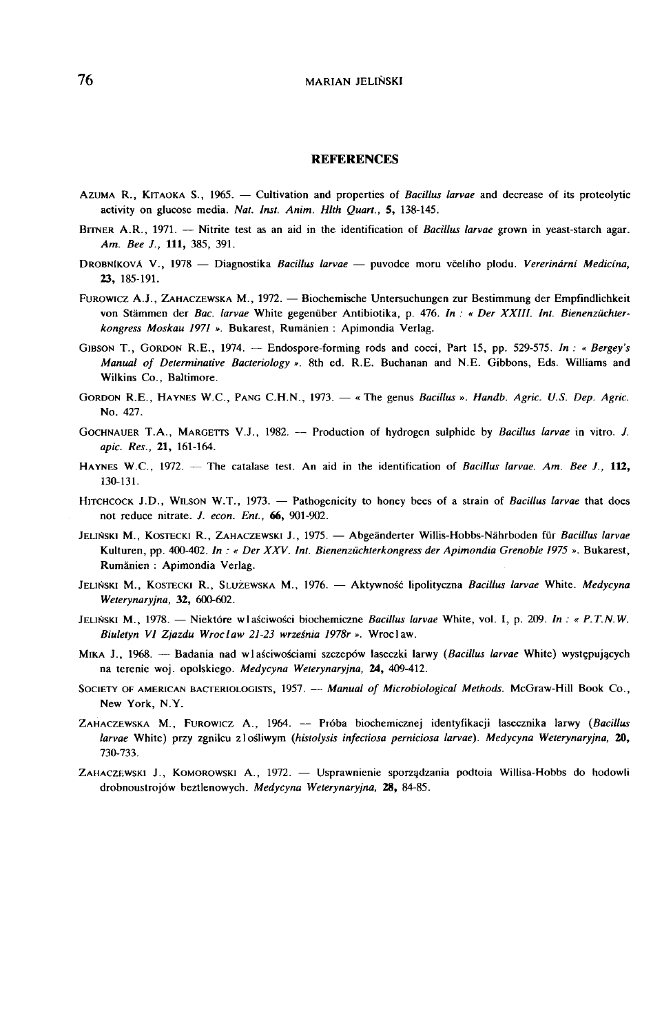## REFERENCES

AZUMA R., KITAOKA S., 1965. — Cultivation and properties of *Bacillus larvae* and decrease of its proteolytic activity on glucose media. *Nat. Inst. Anim. Hlth Quart.*, **5**, 138-145.

BITNER A.R., 1971. — Nitrite test as an aid in the identification of *Bacillus larvae* grown in yeast-starch agar. *Am. Bee J.*, **111**, 385, 391.

DROBNÍKOVÁ V., 1978 — Diagnostika *Bacillus larvae* — puvodce moru včelího plodu. *Vererinární Medicína*, **23**, 185-191.

FUROWICZ A.J., ZAHACZEWSKA M., 1972. — Biochemische Untersuchungen zur Bestimmung der Empfindlichkeit von Stämmen der *Bac. larvae* White gegenüber Antibiotika, p. 476. *In : « Der XXIII. Int. Bienenzüchterkongress Moskau 1971 »*. Bukarest, Rumänien : Apimondia Verlag.

GIBSON T., GORDON R.E., 1974. — Endospore-forming rods and cocci, Part 15, pp. 529-575. *In : « Bergey's Manual of Determinative Bacteriology »*. 8th ed. R.E. Buchanan and N.E. Gibbons, Eds. Williams and Wilkins Co., Baltimore.

GORDON R.E., HAYNES W.C., PANG C.H.N., 1973. — « The genus *Bacillus* ». *Handb. Agric. U.S. Dep. Agric.* No. 427.

GOCHNAUER T.A., MARGETTS V.J., 1982. — Production of hydrogen sulphide by *Bacillus larvae* in vitro. *J. apic. Res.*, **21**, 161-164.

HAYNES W.C., 1972. — The catalase test. An aid in the identification of *Bacillus larvae. Am. Bee J.*, **112**, 130-131.

HITCHCOCK J.D., WILSON W.T., 1973. — Pathogenicity to honey bees of a strain of *Bacillus larvae* that does not reduce nitrate. *J. econ. Ent.*, **66**, 901-902.

JELIŃSKI M., KOSTECKI R., ZAHACZEWSKI J., 1975. — Abgeänderter Willis-Hobbs-Nährboden für *Bacillus larvae* Kulturen, pp. 400-402. *In : « Der XXV. Int. Bienenzüchterkongress der Apimondia Grenoble 1975 »*. Bukarest, Rumänien : Apimondia Verlag.

JELIŃSKI M., KOSTECKI R., SŁUŻEWSKA M., 1976. — Aktywność lipolityczna *Bacillus larvae* White. *Medycyna Weterynaryjna*, **32**, 600-602.

JELIŃSKI M., 1978. — Niektóre właściwości biochemiczne *Bacillus larvae* White, vol. I, p. 209. *In : « P.T.N.W. Biuletyn VI Zjazdu Wrocław 21-23 września 1978r »*. Wrocław.

MIKA J., 1968. — Badania nad właściwościami szczepów laseczki larwy (*Bacillus larvae* White) występujących na terenie woj. opolskiego. *Medycyna Weterynaryjna*, **24**, 409-412.

SOCIETY OF AMERICAN BACTERIOLOGISTS, 1957. — *Manual of Microbiological Methods.* McGraw-Hill Book Co., New York, N.Y.

ZAHACZEWSKA M., FUROWICZ A., 1964. — Próba biochemicznej identyfikacji lasecznika larwy (*Bacillus larvae* White) przy zgnilcu złośliwym (*histolysis infectiosa perniciosa larvae*). *Medycyna Weterynaryjna*, **20**, 730-733.

ZAHACZEWSKI J., KOMOROWSKI A., 1972. — Usprawnienie sporządzania podtoia Willisa-Hobbs do hodowli drobnoustrojów beztlenowych. *Medycyna Weterynaryjna*, **28**, 84-85.